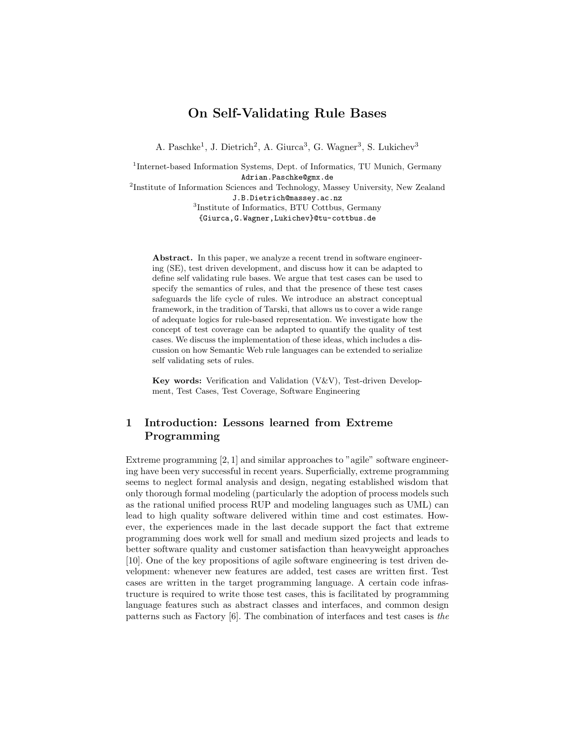# On Self-Validating Rule Bases

A. Paschke[1], J. Dietrich[2], A. Giurca[3], G. Wagner[3], S. Lukichev[3]

[1]Internet-based Information Systems, Dept. of Informatics, TU Munich, Germany
Adrian.Paschke@gmx.de
[2]Institute of Information Sciences and Technology, Massey University, New Zealand
J.B.Dietrich@massey.ac.nz
[3]Institute of Informatics, BTU Cottbus, Germany
{Giurca,G.Wagner,Lukichev}@tu-cottbus.de

**Abstract.** In this paper, we analyze a recent trend in software engineering (SE), test driven development, and discuss how it can be adapted to define self validating rule bases. We argue that test cases can be used to specify the semantics of rules, and that the presence of these test cases safeguards the life cycle of rules. We introduce an abstract conceptual framework, in the tradition of Tarski, that allows us to cover a wide range of adequate logics for rule-based representation. We investigate how the concept of test coverage can be adapted to quantify the quality of test cases. We discuss the implementation of these ideas, which includes a discussion on how Semantic Web rule languages can be extended to serialize self validating sets of rules.

**Key words:** Verification and Validation (V&V), Test-driven Development, Test Cases, Test Coverage, Software Engineering

## 1 Introduction: Lessons learned from Extreme Programming

Extreme programming [2, 1] and similar approaches to "agile" software engineering have been very successful in recent years. Superficially, extreme programming seems to neglect formal analysis and design, negating established wisdom that only thorough formal modeling (particularly the adoption of process models such as the rational unified process RUP and modeling languages such as UML) can lead to high quality software delivered within time and cost estimates. However, the experiences made in the last decade support the fact that extreme programming does work well for small and medium sized projects and leads to better software quality and customer satisfaction than heavyweight approaches [10]. One of the key propositions of agile software engineering is test driven development: whenever new features are added, test cases are written first. Test cases are written in the target programming language. A certain code infrastructure is required to write those test cases, this is facilitated by programming language features such as abstract classes and interfaces, and common design patterns such as Factory [6]. The combination of interfaces and test cases is *the*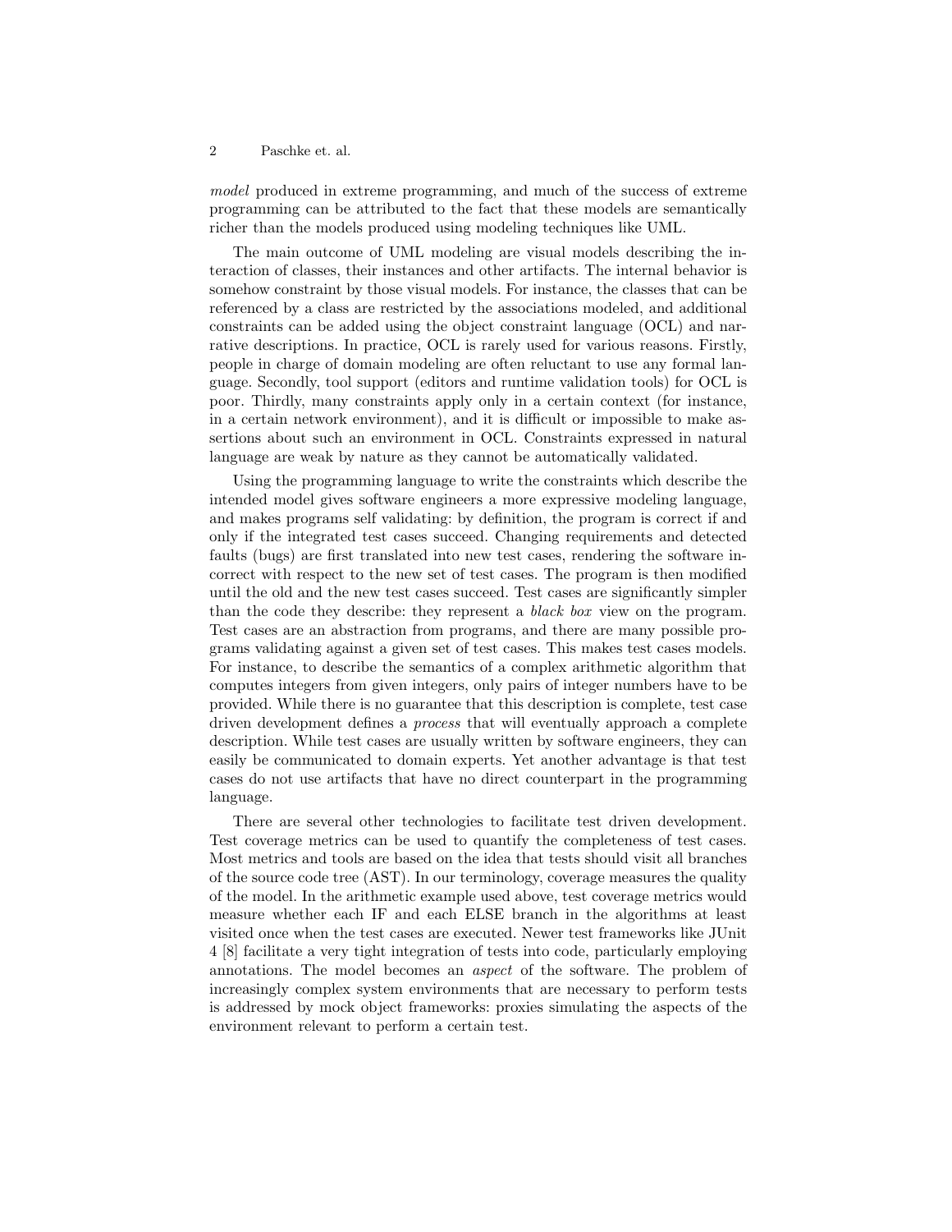*model* produced in extreme programming, and much of the success of extreme programming can be attributed to the fact that these models are semantically richer than the models produced using modeling techniques like UML.

The main outcome of UML modeling are visual models describing the interaction of classes, their instances and other artifacts. The internal behavior is somehow constraint by those visual models. For instance, the classes that can be referenced by a class are restricted by the associations modeled, and additional constraints can be added using the object constraint language (OCL) and narrative descriptions. In practice, OCL is rarely used for various reasons. Firstly, people in charge of domain modeling are often reluctant to use any formal language. Secondly, tool support (editors and runtime validation tools) for OCL is poor. Thirdly, many constraints apply only in a certain context (for instance, in a certain network environment), and it is difficult or impossible to make assertions about such an environment in OCL. Constraints expressed in natural language are weak by nature as they cannot be automatically validated.

Using the programming language to write the constraints which describe the intended model gives software engineers a more expressive modeling language, and makes programs self validating: by definition, the program is correct if and only if the integrated test cases succeed. Changing requirements and detected faults (bugs) are first translated into new test cases, rendering the software incorrect with respect to the new set of test cases. The program is then modified until the old and the new test cases succeed. Test cases are significantly simpler than the code they describe: they represent a *black box* view on the program. Test cases are an abstraction from programs, and there are many possible programs validating against a given set of test cases. This makes test cases models. For instance, to describe the semantics of a complex arithmetic algorithm that computes integers from given integers, only pairs of integer numbers have to be provided. While there is no guarantee that this description is complete, test case driven development defines a *process* that will eventually approach a complete description. While test cases are usually written by software engineers, they can easily be communicated to domain experts. Yet another advantage is that test cases do not use artifacts that have no direct counterpart in the programming language.

There are several other technologies to facilitate test driven development. Test coverage metrics can be used to quantify the completeness of test cases. Most metrics and tools are based on the idea that tests should visit all branches of the source code tree (AST). In our terminology, coverage measures the quality of the model. In the arithmetic example used above, test coverage metrics would measure whether each IF and each ELSE branch in the algorithms at least visited once when the test cases are executed. Newer test frameworks like JUnit 4 [8] facilitate a very tight integration of tests into code, particularly employing annotations. The model becomes an *aspect* of the software. The problem of increasingly complex system environments that are necessary to perform tests is addressed by mock object frameworks: proxies simulating the aspects of the environment relevant to perform a certain test.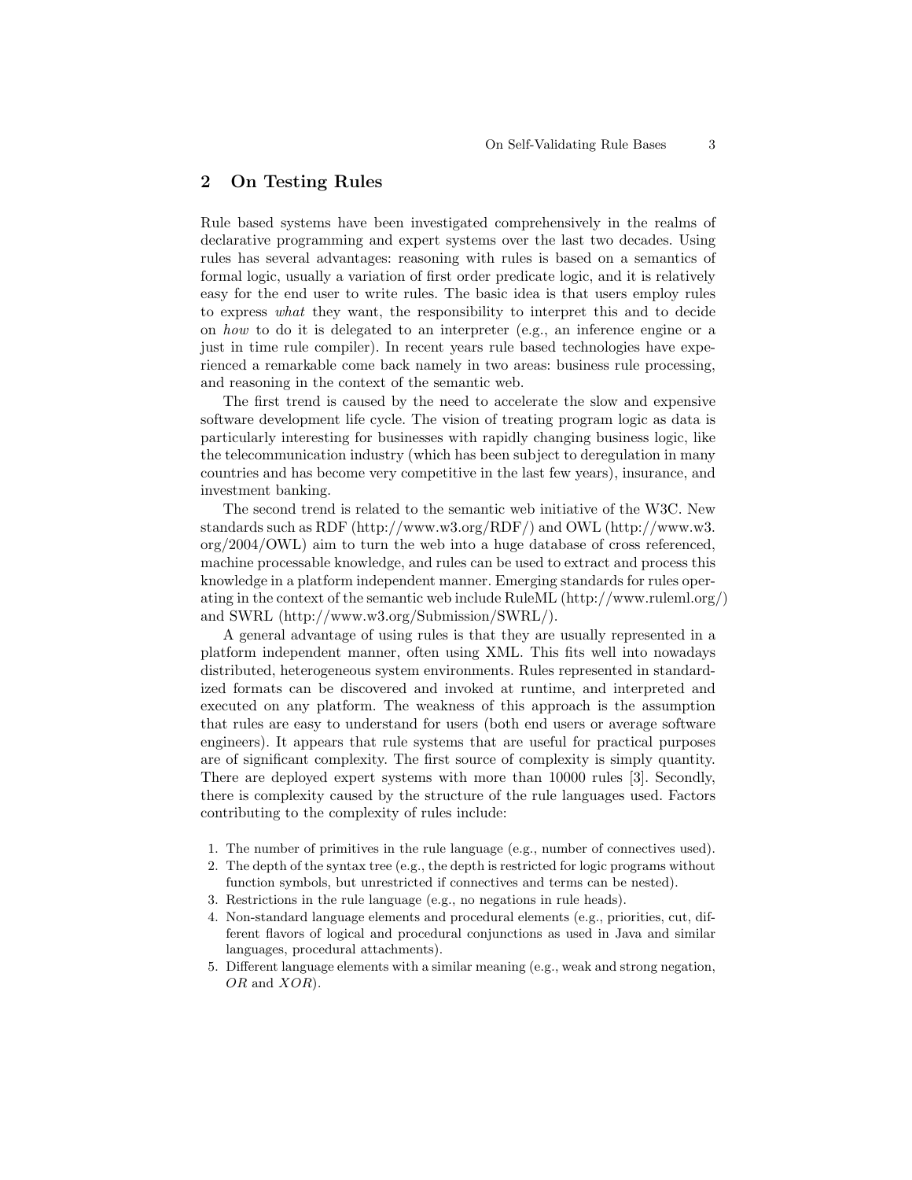## 2 On Testing Rules

Rule based systems have been investigated comprehensively in the realms of declarative programming and expert systems over the last two decades. Using rules has several advantages: reasoning with rules is based on a semantics of formal logic, usually a variation of first order predicate logic, and it is relatively easy for the end user to write rules. The basic idea is that users employ rules to express *what* they want, the responsibility to interpret this and to decide on *how* to do it is delegated to an interpreter (e.g., an inference engine or a just in time rule compiler). In recent years rule based technologies have experienced a remarkable come back namely in two areas: business rule processing, and reasoning in the context of the semantic web.

The first trend is caused by the need to accelerate the slow and expensive software development life cycle. The vision of treating program logic as data is particularly interesting for businesses with rapidly changing business logic, like the telecommunication industry (which has been subject to deregulation in many countries and has become very competitive in the last few years), insurance, and investment banking.

The second trend is related to the semantic web initiative of the W3C. New standards such as RDF (http://www.w3.org/RDF/) and OWL (http://www.w3.org/2004/OWL) aim to turn the web into a huge database of cross referenced, machine processable knowledge, and rules can be used to extract and process this knowledge in a platform independent manner. Emerging standards for rules operating in the context of the semantic web include RuleML (http://www.ruleml.org/) and SWRL (http://www.w3.org/Submission/SWRL/).

A general advantage of using rules is that they are usually represented in a platform independent manner, often using XML. This fits well into nowadays distributed, heterogeneous system environments. Rules represented in standardized formats can be discovered and invoked at runtime, and interpreted and executed on any platform. The weakness of this approach is the assumption that rules are easy to understand for users (both end users or average software engineers). It appears that rule systems that are useful for practical purposes are of significant complexity. The first source of complexity is simply quantity. There are deployed expert systems with more than 10000 rules [3]. Secondly, there is complexity caused by the structure of the rule languages used. Factors contributing to the complexity of rules include:

1. The number of primitives in the rule language (e.g., number of connectives used).
2. The depth of the syntax tree (e.g., the depth is restricted for logic programs without function symbols, but unrestricted if connectives and terms can be nested).
3. Restrictions in the rule language (e.g., no negations in rule heads).
4. Non-standard language elements and procedural elements (e.g., priorities, cut, different flavors of logical and procedural conjunctions as used in Java and similar languages, procedural attachments).
5. Different language elements with a similar meaning (e.g., weak and strong negation, *OR* and *XOR*).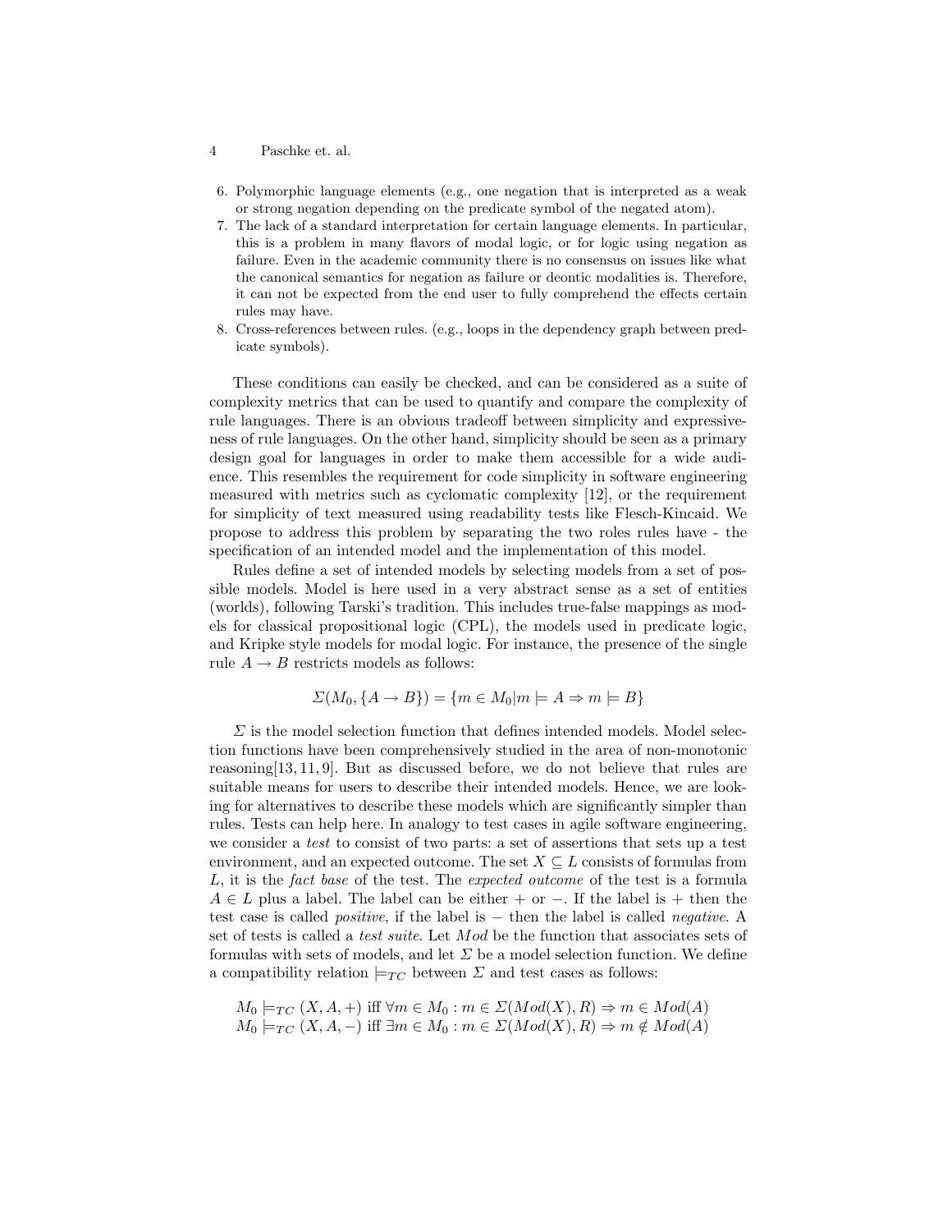6. Polymorphic language elements (e.g., one negation that is interpreted as a weak or strong negation depending on the predicate symbol of the negated atom).
7. The lack of a standard interpretation for certain language elements. In particular, this is a problem in many flavors of modal logic, or for logic using negation as failure. Even in the academic community there is no consensus on issues like what the canonical semantics for negation as failure or deontic modalities is. Therefore, it can not be expected from the end user to fully comprehend the effects certain rules may have.
8. Cross-references between rules. (e.g., loops in the dependency graph between predicate symbols).

These conditions can easily be checked, and can be considered as a suite of complexity metrics that can be used to quantify and compare the complexity of rule languages. There is an obvious tradeoff between simplicity and expressiveness of rule languages. On the other hand, simplicity should be seen as a primary design goal for languages in order to make them accessible for a wide audience. This resembles the requirement for code simplicity in software engineering measured with metrics such as cyclomatic complexity [12], or the requirement for simplicity of text measured using readability tests like Flesch-Kincaid. We propose to address this problem by separating the two roles rules have - the specification of an intended model and the implementation of this model.

Rules define a set of intended models by selecting models from a set of possible models. Model is here used in a very abstract sense as a set of entities (worlds), following Tarski's tradition. This includes true-false mappings as models for classical propositional logic (CPL), the models used in predicate logic, and Kripke style models for modal logic. For instance, the presence of the single rule $A \rightarrow B$ restricts models as follows:

$$\Sigma(M_0, \{A \rightarrow B\}) = \{m \in M_0 | m \models A \Rightarrow m \models B\}$$

$\Sigma$ is the model selection function that defines intended models. Model selection functions have been comprehensively studied in the area of non-monotonic reasoning[13, 11, 9]. But as discussed before, we do not believe that rules are suitable means for users to describe their intended models. Hence, we are looking for alternatives to describe these models which are significantly simpler than rules. Tests can help here. In analogy to test cases in agile software engineering, we consider a *test* to consist of two parts: a set of assertions that sets up a test environment, and an expected outcome. The set $X \subseteq L$ consists of formulas from $L$, it is the *fact base* of the test. The *expected outcome* of the test is a formula $A \in L$ plus a label. The label can be either $+$ or $-$. If the label is $+$ then the test case is called *positive*, if the label is $-$ then the label is called *negative*. A set of tests is called a *test suite*. Let $Mod$ be the function that associates sets of formulas with sets of models, and let $\Sigma$ be a model selection function. We define a compatibility relation $\models_{TC}$ between $\Sigma$ and test cases as follows:

$$M_0 \models_{TC} (X, A, +) \text{ iff } \forall m \in M_0 : m \in \Sigma(Mod(X), R) \Rightarrow m \in Mod(A)$$
$$M_0 \models_{TC} (X, A, -) \text{ iff } \exists m \in M_0 : m \in \Sigma(Mod(X), R) \Rightarrow m \notin Mod(A)$$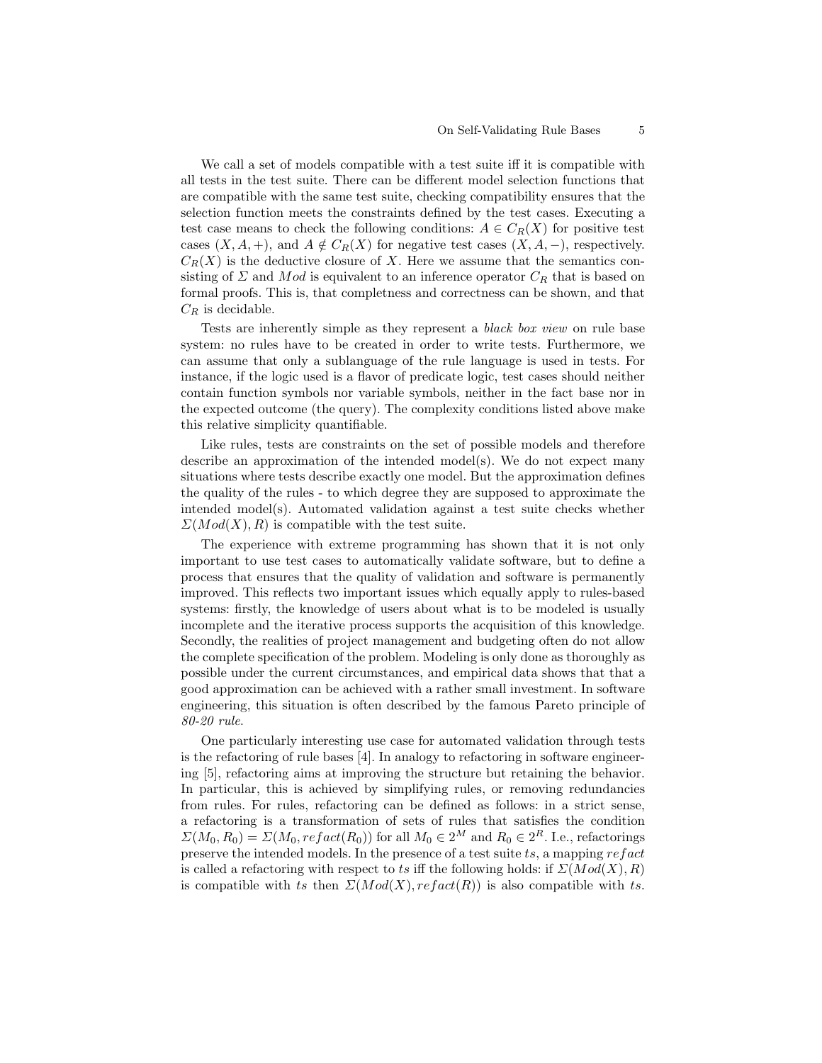We call a set of models compatible with a test suite iff it is compatible with all tests in the test suite. There can be different model selection functions that are compatible with the same test suite, checking compatibility ensures that the selection function meets the constraints defined by the test cases. Executing a test case means to check the following conditions: $A \in C_R(X)$ for positive test cases $(X, A, +)$, and $A \notin C_R(X)$ for negative test cases $(X, A, -)$, respectively. $C_R(X)$ is the deductive closure of $X$. Here we assume that the semantics consisting of $\Sigma$ and $Mod$ is equivalent to an inference operator $C_R$ that is based on formal proofs. This is, that completness and correctness can be shown, and that $C_R$ is decidable.

Tests are inherently simple as they represent a *black box view* on rule base system: no rules have to be created in order to write tests. Furthermore, we can assume that only a sublanguage of the rule language is used in tests. For instance, if the logic used is a flavor of predicate logic, test cases should neither contain function symbols nor variable symbols, neither in the fact base nor in the expected outcome (the query). The complexity conditions listed above make this relative simplicity quantifiable.

Like rules, tests are constraints on the set of possible models and therefore describe an approximation of the intended model(s). We do not expect many situations where tests describe exactly one model. But the approximation defines the quality of the rules - to which degree they are supposed to approximate the intended model(s). Automated validation against a test suite checks whether $\Sigma(Mod(X), R)$ is compatible with the test suite.

The experience with extreme programming has shown that it is not only important to use test cases to automatically validate software, but to define a process that ensures that the quality of validation and software is permanently improved. This reflects two important issues which equally apply to rules-based systems: firstly, the knowledge of users about what is to be modeled is usually incomplete and the iterative process supports the acquisition of this knowledge. Secondly, the realities of project management and budgeting often do not allow the complete specification of the problem. Modeling is only done as thoroughly as possible under the current circumstances, and empirical data shows that that a good approximation can be achieved with a rather small investment. In software engineering, this situation is often described by the famous Pareto principle of *80-20 rule*.

One particularly interesting use case for automated validation through tests is the refactoring of rule bases [4]. In analogy to refactoring in software engineering [5], refactoring aims at improving the structure but retaining the behavior. In particular, this is achieved by simplifying rules, or removing redundancies from rules. For rules, refactoring can be defined as follows: in a strict sense, a refactoring is a transformation of sets of rules that satisfies the condition $\Sigma(M_0, R_0) = \Sigma(M_0, refact(R_0))$ for all $M_0 \in 2^M$ and $R_0 \in 2^R$. I.e., refactorings preserve the intended models. In the presence of a test suite $ts$, a mapping $refact$ is called a refactoring with respect to $ts$ iff the following holds: if $\Sigma(Mod(X), R)$ is compatible with $ts$ then $\Sigma(Mod(X), refact(R))$ is also compatible with $ts$.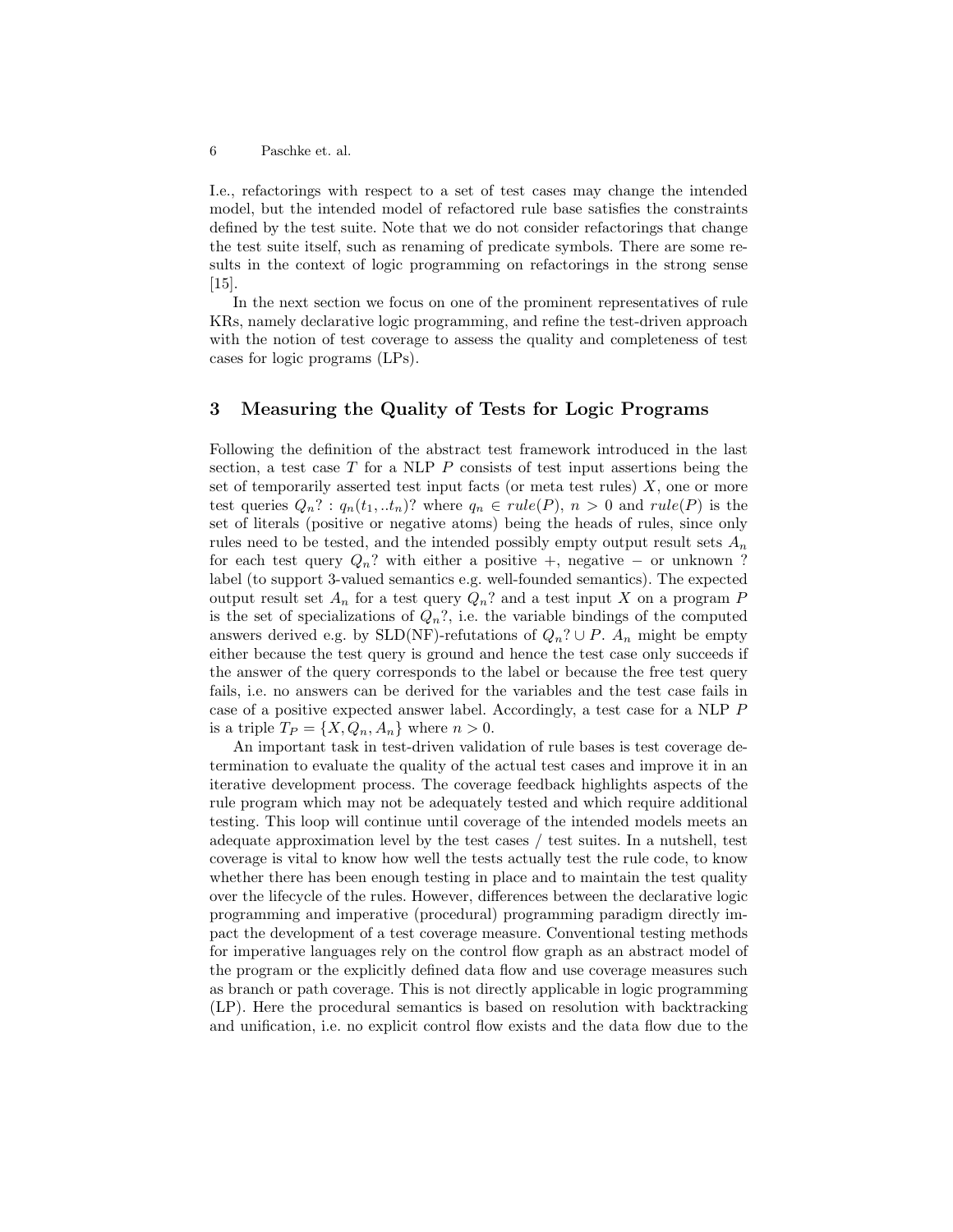I.e., refactorings with respect to a set of test cases may change the intended model, but the intended model of refactored rule base satisfies the constraints defined by the test suite. Note that we do not consider refactorings that change the test suite itself, such as renaming of predicate symbols. There are some results in the context of logic programming on refactorings in the strong sense [15].

In the next section we focus on one of the prominent representatives of rule KRs, namely declarative logic programming, and refine the test-driven approach with the notion of test coverage to assess the quality and completeness of test cases for logic programs (LPs).

## 3 Measuring the Quality of Tests for Logic Programs

Following the definition of the abstract test framework introduced in the last section, a test case $T$ for a NLP $P$ consists of test input assertions being the set of temporarily asserted test input facts (or meta test rules) $X$, one or more test queries $Q_n? : q_n(t_1, ..t_n)?$ where $q_n \in rule(P)$, $n > 0$ and $rule(P)$ is the set of literals (positive or negative atoms) being the heads of rules, since only rules need to be tested, and the intended possibly empty output result sets $A_n$ for each test query $Q_n?$ with either a positive $+$, negative $-$ or unknown ? label (to support 3-valued semantics e.g. well-founded semantics). The expected output result set $A_n$ for a test query $Q_n?$ and a test input $X$ on a program $P$ is the set of specializations of $Q_n?$, i.e. the variable bindings of the computed answers derived e.g. by SLD(NF)-refutations of $Q_n? \cup P$. $A_n$ might be empty either because the test query is ground and hence the test case only succeeds if the answer of the query corresponds to the label or because the free test query fails, i.e. no answers can be derived for the variables and the test case fails in case of a positive expected answer label. Accordingly, a test case for a NLP $P$ is a triple $T_P = \{X, Q_n, A_n\}$ where $n > 0$.

An important task in test-driven validation of rule bases is test coverage determination to evaluate the quality of the actual test cases and improve it in an iterative development process. The coverage feedback highlights aspects of the rule program which may not be adequately tested and which require additional testing. This loop will continue until coverage of the intended models meets an adequate approximation level by the test cases / test suites. In a nutshell, test coverage is vital to know how well the tests actually test the rule code, to know whether there has been enough testing in place and to maintain the test quality over the lifecycle of the rules. However, differences between the declarative logic programming and imperative (procedural) programming paradigm directly impact the development of a test coverage measure. Conventional testing methods for imperative languages rely on the control flow graph as an abstract model of the program or the explicitly defined data flow and use coverage measures such as branch or path coverage. This is not directly applicable in logic programming (LP). Here the procedural semantics is based on resolution with backtracking and unification, i.e. no explicit control flow exists and the data flow due to the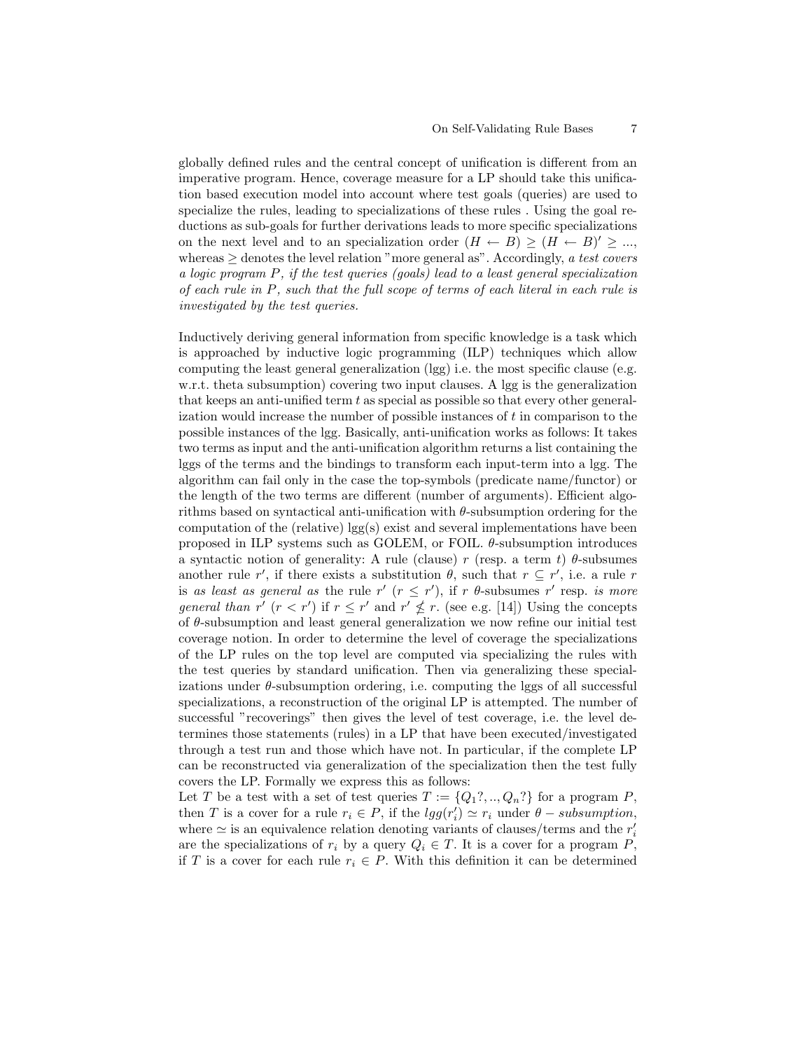globally defined rules and the central concept of unification is different from an imperative program. Hence, coverage measure for a LP should take this unification based execution model into account where test goals (queries) are used to specialize the rules, leading to specializations of these rules . Using the goal reductions as sub-goals for further derivations leads to more specific specializations on the next level and to an specialization order $(H \leftarrow B) \geq (H \leftarrow B)' \geq ...$, whereas $\geq$ denotes the level relation "more general as". Accordingly, *a test covers a logic program P, if the test queries (goals) lead to a least general specialization of each rule in P, such that the full scope of terms of each literal in each rule is investigated by the test queries.*

Inductively deriving general information from specific knowledge is a task which is approached by inductive logic programming (ILP) techniques which allow computing the least general generalization (lgg) i.e. the most specific clause (e.g. w.r.t. theta subsumption) covering two input clauses. A lgg is the generalization that keeps an anti-unified term $t$ as special as possible so that every other generalization would increase the number of possible instances of $t$ in comparison to the possible instances of the lgg. Basically, anti-unification works as follows: It takes two terms as input and the anti-unification algorithm returns a list containing the lggs of the terms and the bindings to transform each input-term into a lgg. The algorithm can fail only in the case the top-symbols (predicate name/functor) or the length of the two terms are different (number of arguments). Efficient algorithms based on syntactical anti-unification with $\theta$-subsumption ordering for the computation of the (relative) lgg(s) exist and several implementations have been proposed in ILP systems such as GOLEM, or FOIL. $\theta$-subsumption introduces a syntactic notion of generality: A rule (clause) $r$ (resp. a term $t$) $\theta$-subsumes another rule $r'$, if there exists a substitution $\theta$, such that $r \subseteq r'$, i.e. a rule $r$ is *as least as general as* the rule $r'$ ($r \leq r'$), if $r$ $\theta$-subsumes $r'$ resp. *is more general than* $r'$ ($r < r'$) if $r \leq r'$ and $r' \nleq r$. (see e.g. [14]) Using the concepts of $\theta$-subsumption and least general generalization we now refine our initial test coverage notion. In order to determine the level of coverage the specializations of the LP rules on the top level are computed via specializing the rules with the test queries by standard unification. Then via generalizing these specializations under $\theta$-subsumption ordering, i.e. computing the lggs of all successful specializations, a reconstruction of the original LP is attempted. The number of successful "recoverings" then gives the level of test coverage, i.e. the level determines those statements (rules) in a LP that have been executed/investigated through a test run and those which have not. In particular, if the complete LP can be reconstructed via generalization of the specialization then the test fully covers the LP. Formally we express this as follows:

Let $T$ be a test with a set of test queries $T := \{Q_1?, .., Q_n?\}$ for a program $P$, then $T$ is a cover for a rule $r_i \in P$, if the $lgg(r'_i) \simeq r_i$ under $\theta - subsumption$, where $\simeq$ is an equivalence relation denoting variants of clauses/terms and the $r'_i$ are the specializations of $r_i$ by a query $Q_i \in T$. It is a cover for a program $P$, if $T$ is a cover for each rule $r_i \in P$. With this definition it can be determined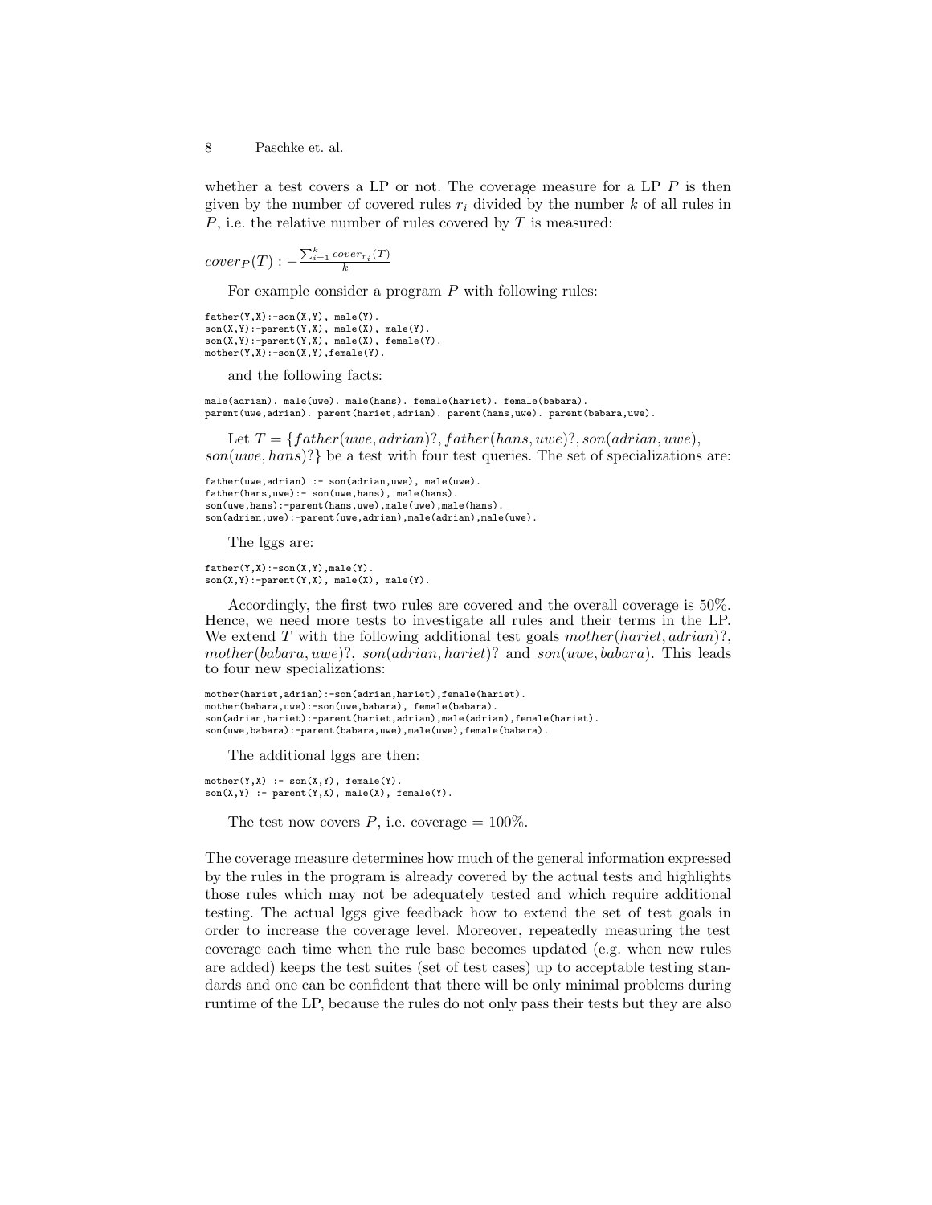whether a test covers a LP or not. The coverage measure for a LP $P$ is then given by the number of covered rules $r_i$ divided by the number $k$ of all rules in $P$, i.e. the relative number of rules covered by $T$ is measured:

$$cover_P(T) : -\frac{\sum_{i=1}^{k} cover_{r_i}(T)}{k}$$

For example consider a program $P$ with following rules:

```
father(Y,X):-son(X,Y), male(Y).
son(X,Y):-parent(Y,X), male(X), male(Y).
son(X,Y):-parent(Y,X), male(X), female(Y).
mother(Y,X):-son(X,Y),female(Y).
```

and the following facts:

```
male(adrian). male(uwe). male(hans). female(hariet). female(babara).
parent(uwe,adrian). parent(hariet,adrian). parent(hans,uwe). parent(babara,uwe).
```

Let $T = \{father(uwe, adrian)?, father(hans, uwe)?, son(adrian, uwe), son(uwe, hans)?\}$ be a test with four test queries. The set of specializations are:

```
father(uwe,adrian) :- son(adrian,uwe), male(uwe).
father(hans,uwe):- son(uwe,hans), male(hans).
son(uwe,hans):-parent(hans,uwe),male(uwe),male(hans).
son(adrian,uwe):-parent(uwe,adrian),male(adrian),male(uwe).
```

The lggs are:

```
father(Y,X):-son(X,Y),male(Y).
son(X,Y):-parent(Y,X), male(X), male(Y).
```

Accordingly, the first two rules are covered and the overall coverage is 50%. Hence, we need more tests to investigate all rules and their terms in the LP. We extend $T$ with the following additional test goals $mother(hariet, adrian)?$, $mother(babara, uwe)?$, $son(adrian, hariet)?$ and $son(uwe, babara)$. This leads to four new specializations:

```
mother(hariet,adrian):-son(adrian,hariet),female(hariet).
mother(babara,uwe):-son(uwe,babara), female(babara).
son(adrian,hariet):-parent(hariet,adrian),male(adrian),female(hariet).
son(uwe,babara):-parent(babara,uwe),male(uwe),female(babara).
```

The additional lggs are then:

```
mother(Y,X) :- son(X,Y), female(Y).
son(X,Y) :- parent(Y,X), male(X), female(Y).
```

The test now covers $P$, i.e. coverage = 100%.

The coverage measure determines how much of the general information expressed by the rules in the program is already covered by the actual tests and highlights those rules which may not be adequately tested and which require additional testing. The actual lggs give feedback how to extend the set of test goals in order to increase the coverage level. Moreover, repeatedly measuring the test coverage each time when the rule base becomes updated (e.g. when new rules are added) keeps the test suites (set of test cases) up to acceptable testing standards and one can be confident that there will be only minimal problems during runtime of the LP, because the rules do not only pass their tests but they are also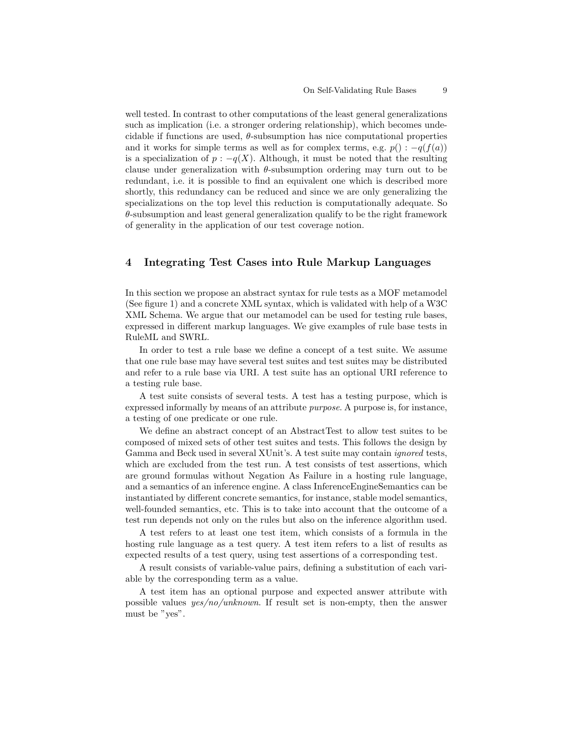well tested. In contrast to other computations of the least general generalizations such as implication (i.e. a stronger ordering relationship), which becomes undecidable if functions are used, $\theta$-subsumption has nice computational properties and it works for simple terms as well as for complex terms, e.g. $p() : -q(f(a))$ is a specialization of $p : -q(X)$. Although, it must be noted that the resulting clause under generalization with $\theta$-subsumption ordering may turn out to be redundant, i.e. it is possible to find an equivalent one which is described more shortly, this redundancy can be reduced and since we are only generalizing the specializations on the top level this reduction is computationally adequate. So $\theta$-subsumption and least general generalization qualify to be the right framework of generality in the application of our test coverage notion.

## 4 Integrating Test Cases into Rule Markup Languages

In this section we propose an abstract syntax for rule tests as a MOF metamodel (See figure 1) and a concrete XML syntax, which is validated with help of a W3C XML Schema. We argue that our metamodel can be used for testing rule bases, expressed in different markup languages. We give examples of rule base tests in RuleML and SWRL.

In order to test a rule base we define a concept of a test suite. We assume that one rule base may have several test suites and test suites may be distributed and refer to a rule base via URI. A test suite has an optional URI reference to a testing rule base.

A test suite consists of several tests. A test has a testing purpose, which is expressed informally by means of an attribute *purpose*. A purpose is, for instance, a testing of one predicate or one rule.

We define an abstract concept of an AbstractTest to allow test suites to be composed of mixed sets of other test suites and tests. This follows the design by Gamma and Beck used in several XUnit's. A test suite may contain *ignored* tests, which are excluded from the test run. A test consists of test assertions, which are ground formulas without Negation As Failure in a hosting rule language, and a semantics of an inference engine. A class InferenceEngineSemantics can be instantiated by different concrete semantics, for instance, stable model semantics, well-founded semantics, etc. This is to take into account that the outcome of a test run depends not only on the rules but also on the inference algorithm used.

A test refers to at least one test item, which consists of a formula in the hosting rule language as a test query. A test item refers to a list of results as expected results of a test query, using test assertions of a corresponding test.

A result consists of variable-value pairs, defining a substitution of each variable by the corresponding term as a value.

A test item has an optional purpose and expected answer attribute with possible values *yes/no/unknown*. If result set is non-empty, then the answer must be "yes".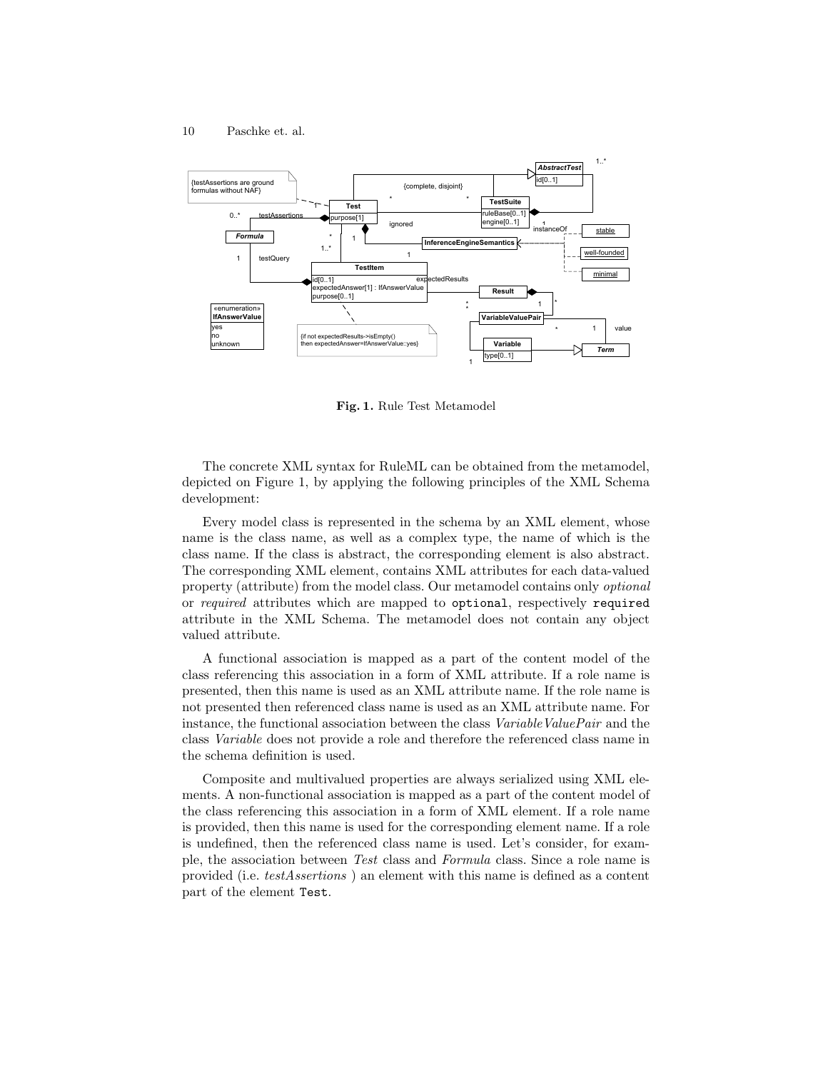{testAssertions are ground formulas without NAF}

{complete, disjoint}

AbstractTest
id[0..1]

Test
purpose[1]

TestSuite
ruleBase[0..1]
engine[0..1]

Formula

testAssertions

testQuery

ignored

instanceOf

InferenceEngineSemantics

stable

well-founded

minimal

TestItem
id[0..1]
expectedAnswer[1] : IfAnswerValue
purpose[0..1]

expectedResults

Result

VariableValuePair

Variable
type[0..1]

Term

value

«enumeration»
IfAnswerValue
yes
no
unknown

{if not expectedResults->isEmpty()
then expectedAnswer=IfAnswerValue::yes}

1..* 1 * * 0..* 1 1 * 1..* 1 * * 1 * * 1 1

**Fig. 1.** Rule Test Metamodel

The concrete XML syntax for RuleML can be obtained from the metamodel, depicted on Figure 1, by applying the following principles of the XML Schema development:

Every model class is represented in the schema by an XML element, whose name is the class name, as well as a complex type, the name of which is the class name. If the class is abstract, the corresponding element is also abstract. The corresponding XML element, contains XML attributes for each data-valued property (attribute) from the model class. Our metamodel contains only *optional* or *required* attributes which are mapped to `optional`, respectively `required` attribute in the XML Schema. The metamodel does not contain any object valued attribute.

A functional association is mapped as a part of the content model of the class referencing this association in a form of XML attribute. If a role name is presented, then this name is used as an XML attribute name. If the role name is not presented then referenced class name is used as an XML attribute name. For instance, the functional association between the class *VariableValuePair* and the class *Variable* does not provide a role and therefore the referenced class name in the schema definition is used.

Composite and multivalued properties are always serialized using XML elements. A non-functional association is mapped as a part of the content model of the class referencing this association in a form of XML element. If a role name is provided, then this name is used for the corresponding element name. If a role is undefined, then the referenced class name is used. Let's consider, for example, the association between *Test* class and *Formula* class. Since a role name is provided (i.e. *testAssertions* ) an element with this name is defined as a content part of the element `Test`.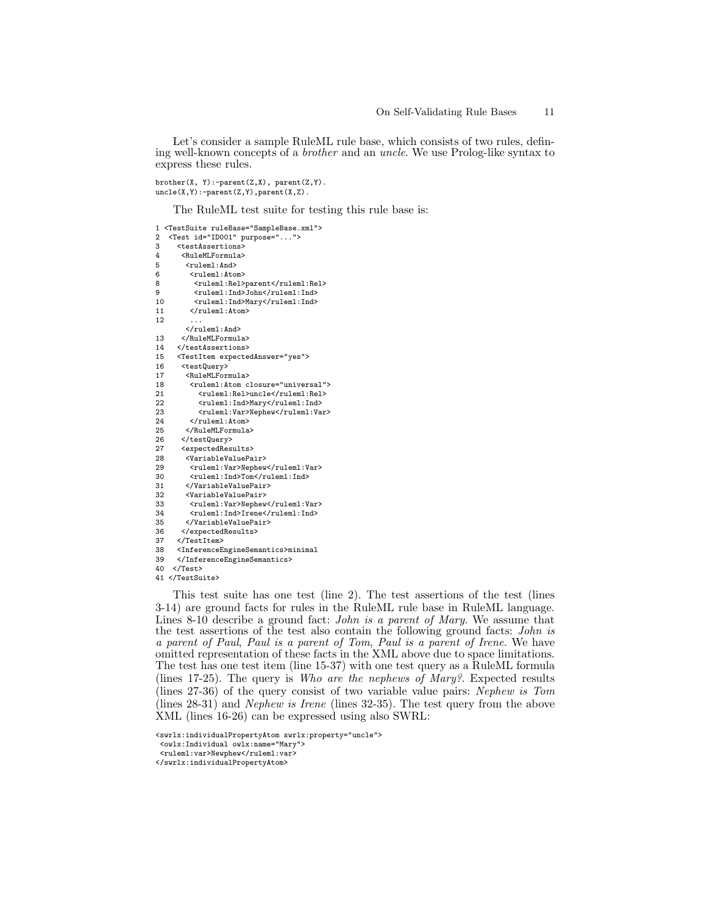Let's consider a sample RuleML rule base, which consists of two rules, defining well-known concepts of a *brother* and an *uncle*. We use Prolog-like syntax to express these rules.

```
brother(X, Y):-parent(Z,X), parent(Z,Y).
uncle(X,Y):-parent(Z,Y),parent(X,Z).
```

The RuleML test suite for testing this rule base is:

```
1 <TestSuite ruleBase="SampleBase.xml">
2  <Test id="ID001" purpose="...">
3    <testAssertions>
4     <RuleMLFormula>
5      <ruleml:And>
6       <ruleml:Atom>
8        <ruleml:Rel>parent</ruleml:Rel>
9        <ruleml:Ind>John</ruleml:Ind>
10       <ruleml:Ind>Mary</ruleml:Ind>
11      </ruleml:Atom>
12      ...
      </ruleml:And>
13    </RuleMLFormula>
14   </testAssertions>
15   <TestItem expectedAnswer="yes">
16    <testQuery>
17     <RuleMLFormula>
18      <ruleml:Atom closure="universal">
21        <ruleml:Rel>uncle</ruleml:Rel>
22        <ruleml:Ind>Mary</ruleml:Ind>
23        <ruleml:Var>Nephew</ruleml:Var>
24      </ruleml:Atom>
25     </RuleMLFormula>
26    </testQuery>
27    <expectedResults>
28     <VariableValuePair>
29      <ruleml:Var>Nephew</ruleml:Var>
30      <ruleml:Ind>Tom</ruleml:Ind>
31     </VariableValuePair>
32     <VariableValuePair>
33      <ruleml:Var>Nephew</ruleml:Var>
34      <ruleml:Ind>Irene</ruleml:Ind>
35     </VariableValuePair>
36    </expectedResults>
37   </TestItem>
38   <InferenceEngineSemantics>minimal
39   </InferenceEngineSemantics>
40  </Test>
41 </TestSuite>
```

This test suite has one test (line 2). The test assertions of the test (lines 3-14) are ground facts for rules in the RuleML rule base in RuleML language. Lines 8-10 describe a ground fact: *John is a parent of Mary*. We assume that the test assertions of the test also contain the following ground facts: *John is a parent of Paul*, *Paul is a parent of Tom*, *Paul is a parent of Irene*. We have omitted representation of these facts in the XML above due to space limitations. The test has one test item (line 15-37) with one test query as a RuleML formula (lines 17-25). The query is *Who are the nephews of Mary?*. Expected results (lines 27-36) of the query consist of two variable value pairs: *Nephew is Tom* (lines 28-31) and *Nephew is Irene* (lines 32-35). The test query from the above XML (lines 16-26) can be expressed using also SWRL:

```
<swrlx:individualPropertyAtom swrlx:property="uncle">
 <owlx:Individual owlx:name="Mary">
 <ruleml:var>Newphew</ruleml:var>
</swrlx:individualPropertyAtom>
```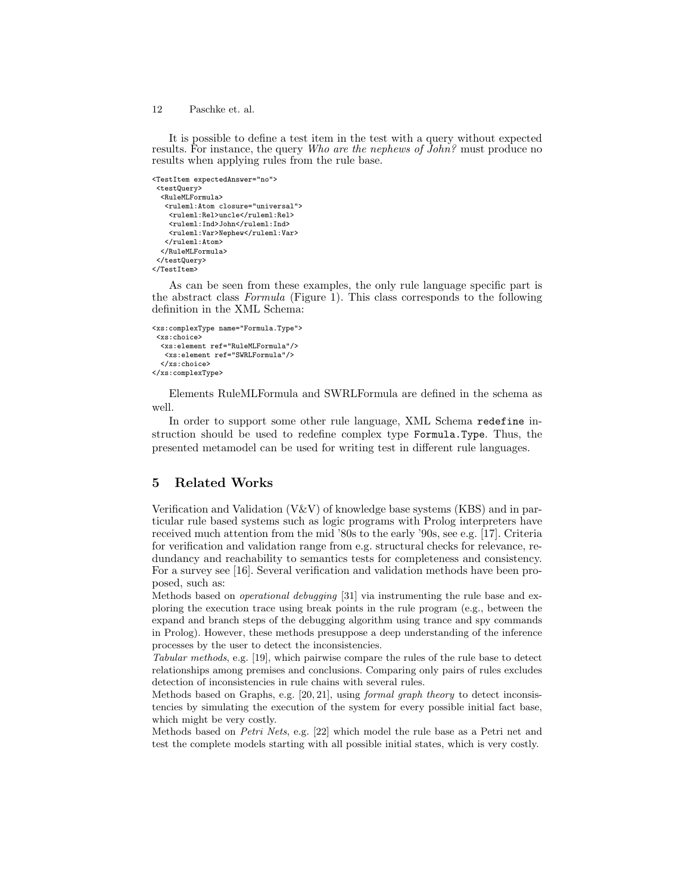It is possible to define a test item in the test with a query without expected results. For instance, the query *Who are the nephews of John?* must produce no results when applying rules from the rule base.

```
<TestItem expectedAnswer="no">
 <testQuery>
  <RuleMLFormula>
   <ruleml:Atom closure="universal">
    <ruleml:Rel>uncle</ruleml:Rel>
    <ruleml:Ind>John</ruleml:Ind>
    <ruleml:Var>Nephew</ruleml:Var>
   </ruleml:Atom>
  </RuleMLFormula>
 </testQuery>
</TestItem>
```

As can be seen from these examples, the only rule language specific part is the abstract class *Formula* (Figure 1). This class corresponds to the following definition in the XML Schema:

```
<xs:complexType name="Formula.Type">
 <xs:choice>
  <xs:element ref="RuleMLFormula"/>
   <xs:element ref="SWRLFormula"/>
  </xs:choice>
</xs:complexType>
```

Elements RuleMLFormula and SWRLFormula are defined in the schema as well.

In order to support some other rule language, XML Schema `redefine` instruction should be used to redefine complex type `Formula.Type`. Thus, the presented metamodel can be used for writing test in different rule languages.

## 5 Related Works

Verification and Validation (V&V) of knowledge base systems (KBS) and in particular rule based systems such as logic programs with Prolog interpreters have received much attention from the mid '80s to the early '90s, see e.g. [17]. Criteria for verification and validation range from e.g. structural checks for relevance, redundancy and reachability to semantics tests for completeness and consistency. For a survey see [16]. Several verification and validation methods have been proposed, such as:

Methods based on *operational debugging* [31] via instrumenting the rule base and exploring the execution trace using break points in the rule program (e.g., between the expand and branch steps of the debugging algorithm using trance and spy commands in Prolog). However, these methods presuppose a deep understanding of the inference processes by the user to detect the inconsistencies.

*Tabular methods*, e.g. [19], which pairwise compare the rules of the rule base to detect relationships among premises and conclusions. Comparing only pairs of rules excludes detection of inconsistencies in rule chains with several rules.

Methods based on Graphs, e.g. [20, 21], using *formal graph theory* to detect inconsistencies by simulating the execution of the system for every possible initial fact base, which might be very costly.

Methods based on *Petri Nets*, e.g. [22] which model the rule base as a Petri net and test the complete models starting with all possible initial states, which is very costly.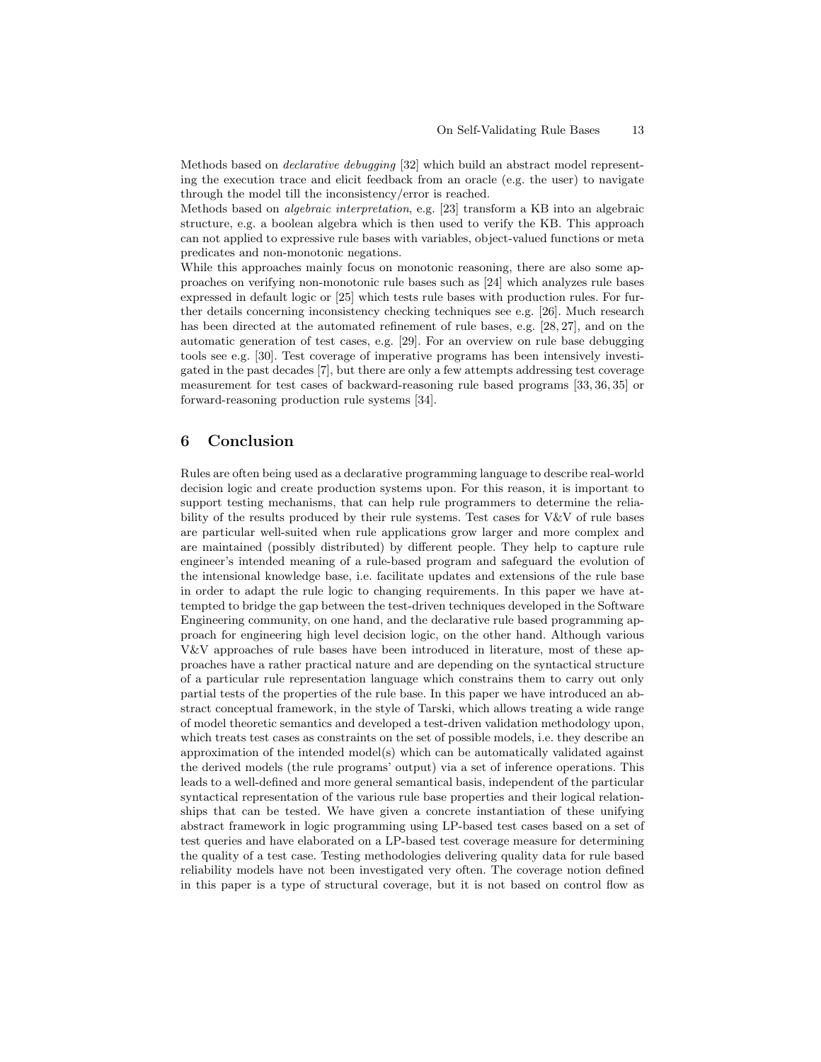Methods based on *declarative debugging* [32] which build an abstract model representing the execution trace and elicit feedback from an oracle (e.g. the user) to navigate through the model till the inconsistency/error is reached.
Methods based on *algebraic interpretation*, e.g. [23] transform a KB into an algebraic structure, e.g. a boolean algebra which is then used to verify the KB. This approach can not applied to expressive rule bases with variables, object-valued functions or meta predicates and non-monotonic negations.
While this approaches mainly focus on monotonic reasoning, there are also some approaches on verifying non-monotonic rule bases such as [24] which analyzes rule bases expressed in default logic or [25] which tests rule bases with production rules. For further details concerning inconsistency checking techniques see e.g. [26]. Much research has been directed at the automated refinement of rule bases, e.g. [28, 27], and on the automatic generation of test cases, e.g. [29]. For an overview on rule base debugging tools see e.g. [30]. Test coverage of imperative programs has been intensively investigated in the past decades [7], but there are only a few attempts addressing test coverage measurement for test cases of backward-reasoning rule based programs [33, 36, 35] or forward-reasoning production rule systems [34].

## 6 Conclusion

Rules are often being used as a declarative programming language to describe real-world decision logic and create production systems upon. For this reason, it is important to support testing mechanisms, that can help rule programmers to determine the reliability of the results produced by their rule systems. Test cases for V&V of rule bases are particular well-suited when rule applications grow larger and more complex and are maintained (possibly distributed) by different people. They help to capture rule engineer's intended meaning of a rule-based program and safeguard the evolution of the intensional knowledge base, i.e. facilitate updates and extensions of the rule base in order to adapt the rule logic to changing requirements. In this paper we have attempted to bridge the gap between the test-driven techniques developed in the Software Engineering community, on one hand, and the declarative rule based programming approach for engineering high level decision logic, on the other hand. Although various V&V approaches of rule bases have been introduced in literature, most of these approaches have a rather practical nature and are depending on the syntactical structure of a particular rule representation language which constrains them to carry out only partial tests of the properties of the rule base. In this paper we have introduced an abstract conceptual framework, in the style of Tarski, which allows treating a wide range of model theoretic semantics and developed a test-driven validation methodology upon, which treats test cases as constraints on the set of possible models, i.e. they describe an approximation of the intended model(s) which can be automatically validated against the derived models (the rule programs' output) via a set of inference operations. This leads to a well-defined and more general semantical basis, independent of the particular syntactical representation of the various rule base properties and their logical relationships that can be tested. We have given a concrete instantiation of these unifying abstract framework in logic programming using LP-based test cases based on a set of test queries and have elaborated on a LP-based test coverage measure for determining the quality of a test case. Testing methodologies delivering quality data for rule based reliability models have not been investigated very often. The coverage notion defined in this paper is a type of structural coverage, but it is not based on control flow as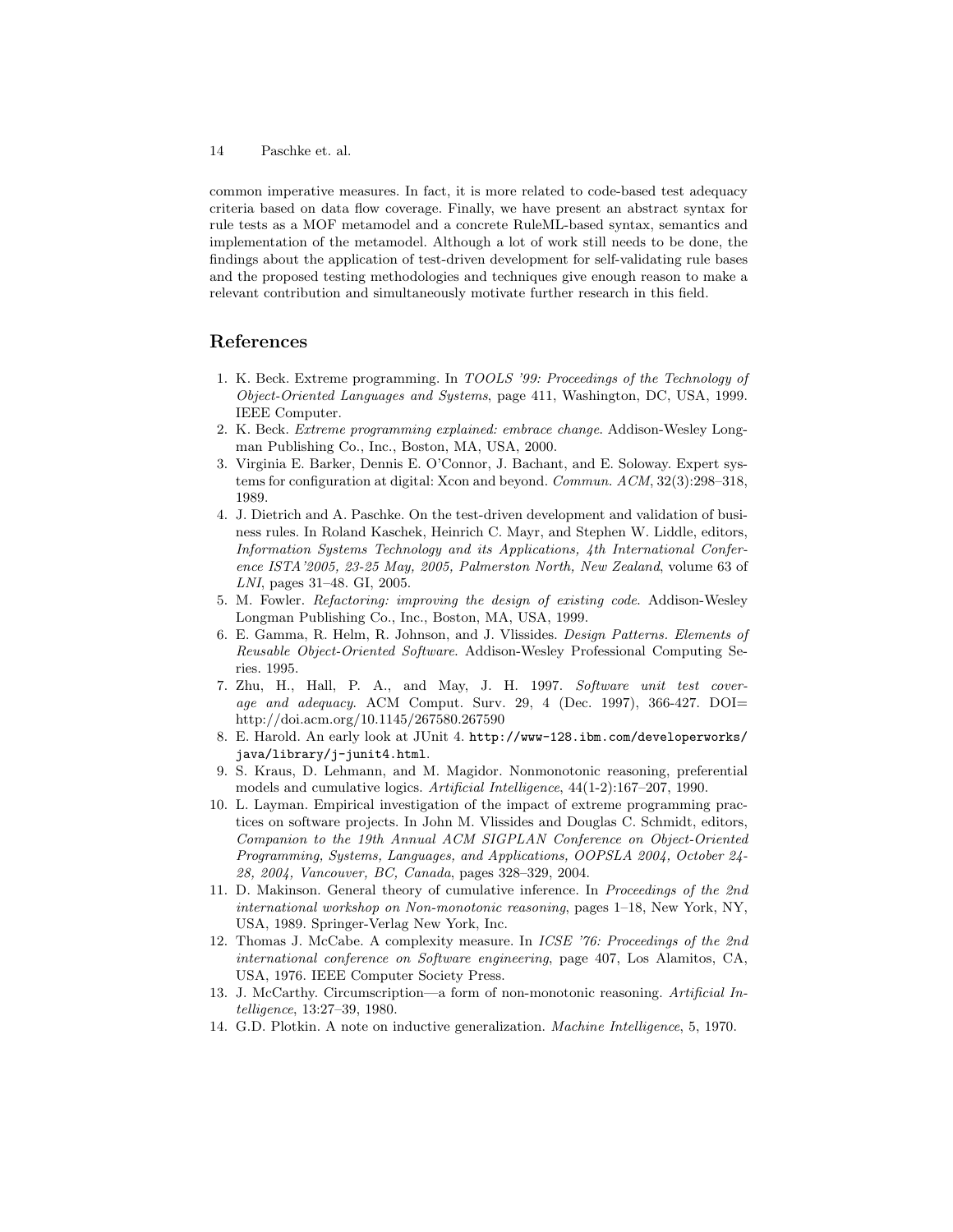common imperative measures. In fact, it is more related to code-based test adequacy criteria based on data flow coverage. Finally, we have present an abstract syntax for rule tests as a MOF metamodel and a concrete RuleML-based syntax, semantics and implementation of the metamodel. Although a lot of work still needs to be done, the findings about the application of test-driven development for self-validating rule bases and the proposed testing methodologies and techniques give enough reason to make a relevant contribution and simultaneously motivate further research in this field.

## References

1. K. Beck. Extreme programming. In *TOOLS '99: Proceedings of the Technology of Object-Oriented Languages and Systems*, page 411, Washington, DC, USA, 1999. IEEE Computer.
2. K. Beck. *Extreme programming explained: embrace change*. Addison-Wesley Longman Publishing Co., Inc., Boston, MA, USA, 2000.
3. Virginia E. Barker, Dennis E. O'Connor, J. Bachant, and E. Soloway. Expert systems for configuration at digital: Xcon and beyond. *Commun. ACM*, 32(3):298–318, 1989.
4. J. Dietrich and A. Paschke. On the test-driven development and validation of business rules. In Roland Kaschek, Heinrich C. Mayr, and Stephen W. Liddle, editors, *Information Systems Technology and its Applications, 4th International Conference ISTA'2005, 23-25 May, 2005, Palmerston North, New Zealand*, volume 63 of *LNI*, pages 31–48. GI, 2005.
5. M. Fowler. *Refactoring: improving the design of existing code*. Addison-Wesley Longman Publishing Co., Inc., Boston, MA, USA, 1999.
6. E. Gamma, R. Helm, R. Johnson, and J. Vlissides. *Design Patterns. Elements of Reusable Object-Oriented Software*. Addison-Wesley Professional Computing Series. 1995.
7. Zhu, H., Hall, P. A., and May, J. H. 1997. *Software unit test coverage and adequacy*. ACM Comput. Surv. 29, 4 (Dec. 1997), 366-427. DOI= http://doi.acm.org/10.1145/267580.267590
8. E. Harold. An early look at JUnit 4. `http://www-128.ibm.com/developerworks/java/library/j-junit4.html`.
9. S. Kraus, D. Lehmann, and M. Magidor. Nonmonotonic reasoning, preferential models and cumulative logics. *Artificial Intelligence*, 44(1-2):167–207, 1990.
10. L. Layman. Empirical investigation of the impact of extreme programming practices on software projects. In John M. Vlissides and Douglas C. Schmidt, editors, *Companion to the 19th Annual ACM SIGPLAN Conference on Object-Oriented Programming, Systems, Languages, and Applications, OOPSLA 2004, October 24-28, 2004, Vancouver, BC, Canada*, pages 328–329, 2004.
11. D. Makinson. General theory of cumulative inference. In *Proceedings of the 2nd international workshop on Non-monotonic reasoning*, pages 1–18, New York, NY, USA, 1989. Springer-Verlag New York, Inc.
12. Thomas J. McCabe. A complexity measure. In *ICSE '76: Proceedings of the 2nd international conference on Software engineering*, page 407, Los Alamitos, CA, USA, 1976. IEEE Computer Society Press.
13. J. McCarthy. Circumscription—a form of non-monotonic reasoning. *Artificial Intelligence*, 13:27–39, 1980.
14. G.D. Plotkin. A note on inductive generalization. *Machine Intelligence*, 5, 1970.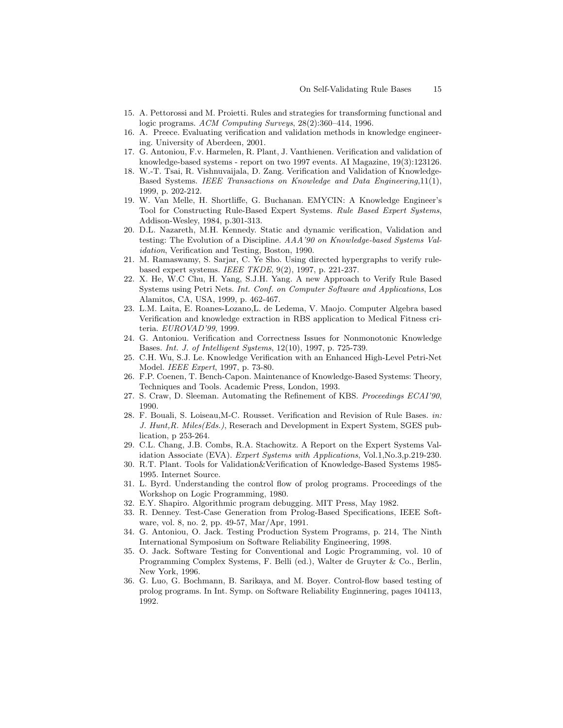15. A. Pettorossi and M. Proietti. Rules and strategies for transforming functional and logic programs. *ACM Computing Surveys*, 28(2):360–414, 1996.
16. A. Preece. Evaluating verification and validation methods in knowledge engineering. University of Aberdeen, 2001.
17. G. Antoniou, F.v. Harmelen, R. Plant, J. Vanthienen. Verification and validation of knowledge-based systems - report on two 1997 events. AI Magazine, 19(3):123126.
18. W.-T. Tsai, R. Vishnuvaijala, D. Zang. Verification and Validation of Knowledge-Based Systems. *IEEE Transactions on Knowledge and Data Engineering*,11(1), 1999, p. 202-212.
19. W. Van Melle, H. Shortliffe, G. Buchanan. EMYCIN: A Knowledge Engineer's Tool for Constructing Rule-Based Expert Systems. *Rule Based Expert Systems*, Addison-Wesley, 1984, p.301-313.
20. D.L. Nazareth, M.H. Kennedy. Static and dynamic verification, Validation and testing: The Evolution of a Discipline. *AAA'90 on Knowledge-based Systems Validation*, Verification and Testing, Boston, 1990.
21. M. Ramaswamy, S. Sarjar, C. Ye Sho. Using directed hypergraphs to verify rule-based expert systems. *IEEE TKDE*, 9(2), 1997, p. 221-237.
22. X. He, W.C Chu, H. Yang, S.J.H. Yang. A new Approach to Verify Rule Based Systems using Petri Nets. *Int. Conf. on Computer Software and Applications*, Los Alamitos, CA, USA, 1999, p. 462-467.
23. L.M. Laita, E. Roanes-Lozano,L. de Ledema, V. Maojo. Computer Algebra based Verification and knowledge extraction in RBS application to Medical Fitness criteria. *EUROVAD'99*, 1999.
24. G. Antoniou. Verification and Correctness Issues for Nonmonotonic Knowledge Bases. *Int. J. of Intelligent Systems*, 12(10), 1997, p. 725-739.
25. C.H. Wu, S.J. Le. Knowledge Verification with an Enhanced High-Level Petri-Net Model. *IEEE Expert*, 1997, p. 73-80.
26. F.P. Coenen, T. Bench-Capon. Maintenance of Knowledge-Based Systems: Theory, Techniques and Tools. Academic Press, London, 1993.
27. S. Craw, D. Sleeman. Automating the Refinement of KBS. *Proceedings ECAI'90*, 1990.
28. F. Bouali, S. Loiseau,M-C. Rousset. Verification and Revision of Rule Bases. *in: J. Hunt,R. Miles(Eds.)*, Reserach and Development in Expert System, SGES publication, p 253-264.
29. C.L. Chang, J.B. Combs, R.A. Stachowitz. A Report on the Expert Systems Validation Associate (EVA). *Expert Systems with Applications*, Vol.1,No.3,p.219-230.
30. R.T. Plant. Tools for Validation&Verification of Knowledge-Based Systems 1985-1995. Internet Source.
31. L. Byrd. Understanding the control flow of prolog programs. Proceedings of the Workshop on Logic Programming, 1980.
32. E.Y. Shapiro. Algorithmic program debugging. MIT Press, May 1982.
33. R. Denney. Test-Case Generation from Prolog-Based Specifications, IEEE Software, vol. 8, no. 2, pp. 49-57, Mar/Apr, 1991.
34. G. Antoniou, O. Jack. Testing Production System Programs, p. 214, The Ninth International Symposium on Software Reliability Engineering, 1998.
35. O. Jack. Software Testing for Conventional and Logic Programming, vol. 10 of Programming Complex Systems, F. Belli (ed.), Walter de Gruyter & Co., Berlin, New York, 1996.
36. G. Luo, G. Bochmann, B. Sarikaya, and M. Boyer. Control-flow based testing of prolog programs. In Int. Symp. on Software Reliability Enginnering, pages 104113, 1992.